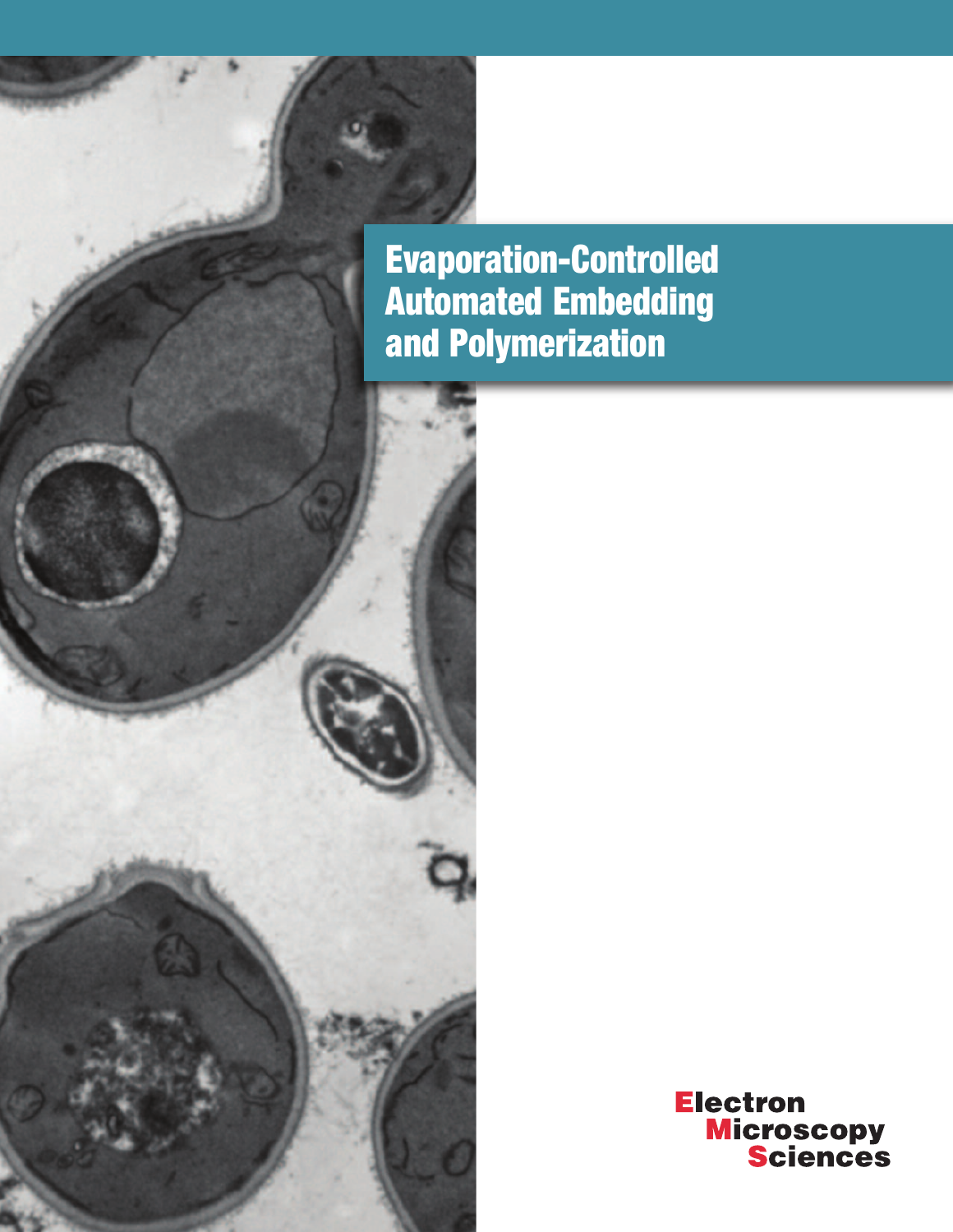# Evaporation-Controlled Automated Embedding and Polymerization

Electron Microscopy Sciences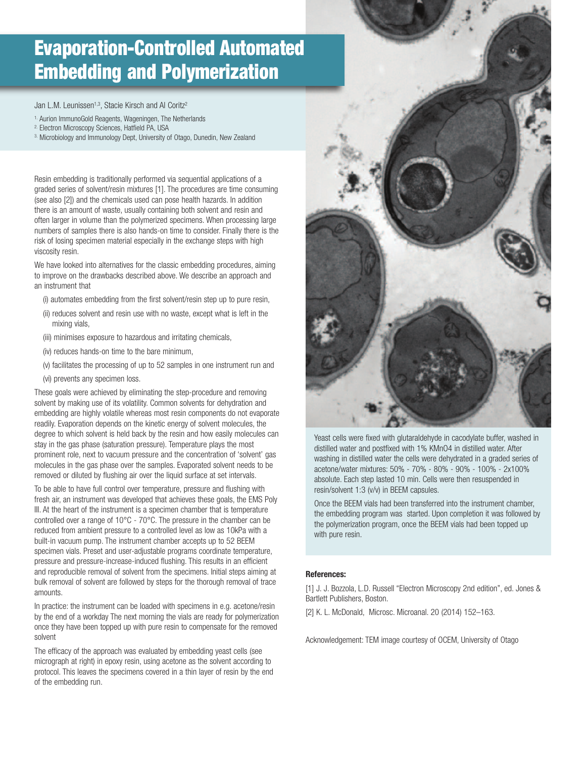# Evaporation-Controlled Automated Embedding and Polymerization

Jan L.M. Leunissen[1,3], Stacie Kirsch and Al Coritz[2]

1. Aurion ImmunoGold Reagents, Wageningen, The Netherlands
2. Electron Microscopy Sciences, Hatfield PA, USA
3. Microbiology and Immunology Dept, University of Otago, Dunedin, New Zealand

Resin embedding is traditionally performed via sequential applications of a graded series of solvent/resin mixtures [1]. The procedures are time consuming (see also [2]) and the chemicals used can pose health hazards. In addition there is an amount of waste, usually containing both solvent and resin and often larger in volume than the polymerized specimens. When processing large numbers of samples there is also hands-on time to consider. Finally there is the risk of losing specimen material especially in the exchange steps with high viscosity resin.

We have looked into alternatives for the classic embedding procedures, aiming to improve on the drawbacks described above. We describe an approach and an instrument that

- (i) automates embedding from the first solvent/resin step up to pure resin,
- (ii) reduces solvent and resin use with no waste, except what is left in the mixing vials,
- (iii) minimises exposure to hazardous and irritating chemicals,
- (iv) reduces hands-on time to the bare minimum,
- (v) facilitates the processing of up to 52 samples in one instrument run and
- (vi) prevents any specimen loss.

These goals were achieved by eliminating the step-procedure and removing solvent by making use of its volatility. Common solvents for dehydration and embedding are highly volatile whereas most resin components do not evaporate readily. Evaporation depends on the kinetic energy of solvent molecules, the degree to which solvent is held back by the resin and how easily molecules can stay in the gas phase (saturation pressure). Temperature plays the most prominent role, next to vacuum pressure and the concentration of 'solvent' gas molecules in the gas phase over the samples. Evaporated solvent needs to be removed or diluted by flushing air over the liquid surface at set intervals.

To be able to have full control over temperature, pressure and flushing with fresh air, an instrument was developed that achieves these goals, the EMS Poly III. At the heart of the instrument is a specimen chamber that is temperature controlled over a range of 10°C - 70°C. The pressure in the chamber can be reduced from ambient pressure to a controlled level as low as 10kPa with a built-in vacuum pump. The instrument chamber accepts up to 52 BEEM specimen vials. Preset and user-adjustable programs coordinate temperature, pressure and pressure-increase-induced flushing. This results in an efficient and reproducible removal of solvent from the specimens. Initial steps aiming at bulk removal of solvent are followed by steps for the thorough removal of trace amounts.

In practice: the instrument can be loaded with specimens in e.g. acetone/resin by the end of a workday The next morning the vials are ready for polymerization once they have been topped up with pure resin to compensate for the removed solvent

The efficacy of the approach was evaluated by embedding yeast cells (see micrograph at right) in epoxy resin, using acetone as the solvent according to protocol. This leaves the specimens covered in a thin layer of resin by the end of the embedding run.

Yeast cells were fixed with glutaraldehyde in cacodylate buffer, washed in distilled water and postfixed with 1% $KMnO_4$ in distilled water. After washing in distilled water the cells were dehydrated in a graded series of acetone/water mixtures: 50% - 70% - 80% - 90% - 100% - 2x100% absolute. Each step lasted 10 min. Cells were then resuspended in resin/solvent 1:3 (v/v) in BEEM capsules.

Once the BEEM vials had been transferred into the instrument chamber, the embedding program was started. Upon completion it was followed by the polymerization program, once the BEEM vials had been topped up with pure resin.

**References:**

[1] J. J. Bozzola, L.D. Russell "Electron Microscopy 2nd edition", ed. Jones & Bartlett Publishers, Boston.

[2] K. L. McDonald, Microsc. Microanal. 20 (2014) 152–163.

Acknowledgement: TEM image courtesy of OCEM, University of Otago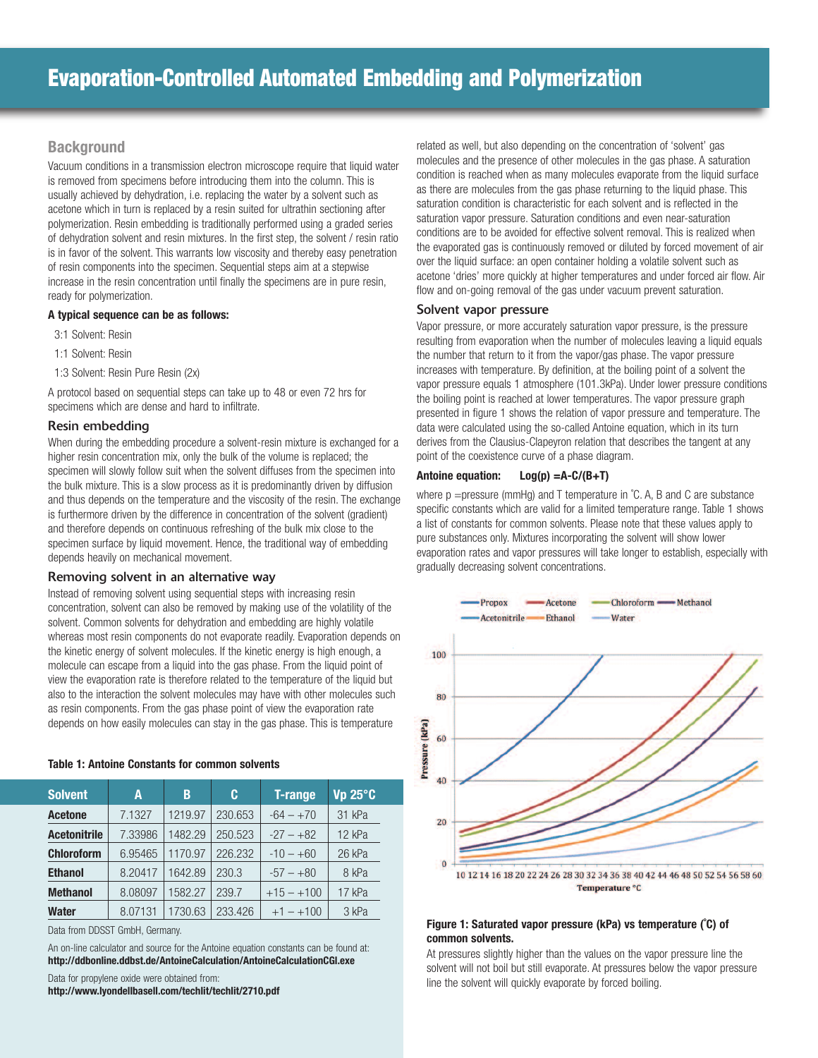# Evaporation-Controlled Automated Embedding and Polymerization

## Background

Vacuum conditions in a transmission electron microscope require that liquid water is removed from specimens before introducing them into the column. This is usually achieved by dehydration, i.e. replacing the water by a solvent such as acetone which in turn is replaced by a resin suited for ultrathin sectioning after polymerization. Resin embedding is traditionally performed using a graded series of dehydration solvent and resin mixtures. In the first step, the solvent / resin ratio is in favor of the solvent. This warrants low viscosity and thereby easy penetration of resin components into the specimen. Sequential steps aim at a stepwise increase in the resin concentration until finally the specimens are in pure resin, ready for polymerization.

**A typical sequence can be as follows:**

3:1 Solvent: Resin

1:1 Solvent: Resin

1:3 Solvent: Resin Pure Resin (2x)

A protocol based on sequential steps can take up to 48 or even 72 hrs for specimens which are dense and hard to infiltrate.

### Resin embedding

When during the embedding procedure a solvent-resin mixture is exchanged for a higher resin concentration mix, only the bulk of the volume is replaced; the specimen will slowly follow suit when the solvent diffuses from the specimen into the bulk mixture. This is a slow process as it is predominantly driven by diffusion and thus depends on the temperature and the viscosity of the resin. The exchange is furthermore driven by the difference in concentration of the solvent (gradient) and therefore depends on continuous refreshing of the bulk mix close to the specimen surface by liquid movement. Hence, the traditional way of embedding depends heavily on mechanical movement.

### Removing solvent in an alternative way

Instead of removing solvent using sequential steps with increasing resin concentration, solvent can also be removed by making use of the volatility of the solvent. Common solvents for dehydration and embedding are highly volatile whereas most resin components do not evaporate readily. Evaporation depends on the kinetic energy of solvent molecules. If the kinetic energy is high enough, a molecule can escape from a liquid into the gas phase. From the liquid point of view the evaporation rate is therefore related to the temperature of the liquid but also to the interaction the solvent molecules may have with other molecules such as resin components. From the gas phase point of view the evaporation rate depends on how easily molecules can stay in the gas phase. This is temperature related as well, but also depending on the concentration of 'solvent' gas molecules and the presence of other molecules in the gas phase. A saturation condition is reached when as many molecules evaporate from the liquid surface as there are molecules from the gas phase returning to the liquid phase. This saturation condition is characteristic for each solvent and is reflected in the saturation vapor pressure. Saturation conditions and even near-saturation conditions are to be avoided for effective solvent removal. This is realized when the evaporated gas is continuously removed or diluted by forced movement of air over the liquid surface: an open container holding a volatile solvent such as acetone 'dries' more quickly at higher temperatures and under forced air flow. Air flow and on-going removal of the gas under vacuum prevent saturation.

**Table 1: Antoine Constants for common solvents**

| Solvent | A | B | C | T-range | Vp 25°C |
|---|---|---|---|---|---|
| **Acetone** | 7.1327 | 1219.97 | 230.653 | -64 – +70 | 31 kPa |
| **Acetonitrile** | 7.33986 | 1482.29 | 250.523 | -27 – +82 | 12 kPa |
| **Chloroform** | 6.95465 | 1170.97 | 226.232 | -10 – +60 | 26 kPa |
| **Ethanol** | 8.20417 | 1642.89 | 230.3 | -57 – +80 | 8 kPa |
| **Methanol** | 8.08097 | 1582.27 | 239.7 | +15 – +100 | 17 kPa |
| **Water** | 8.07131 | 1730.63 | 233.426 | +1 – +100 | 3 kPa |

Data from DDSST GmbH, Germany.

An on-line calculator and source for the Antoine equation constants can be found at: **http://ddbonline.ddbst.de/AntoineCalculation/AntoineCalculationCGI.exe**

Data for propylene oxide were obtained from: **http://www.lyondellbasell.com/techlit/techlit/2710.pdf**

### Solvent vapor pressure

Vapor pressure, or more accurately saturation vapor pressure, is the pressure resulting from evaporation when the number of molecules leaving a liquid equals the number that return to it from the vapor/gas phase. The vapor pressure increases with temperature. By definition, at the boiling point of a solvent the vapor pressure equals 1 atmosphere (101.3kPa). Under lower pressure conditions the boiling point is reached at lower temperatures. The vapor pressure graph presented in figure 1 shows the relation of vapor pressure and temperature. The data were calculated using the so-called Antoine equation, which in its turn derives from the Clausius-Clapeyron relation that describes the tangent at any point of the coexistence curve of a phase diagram.

**Antoine equation:** $\log(p) = A - C/(B+T)$

where p =pressure (mmHg) and T temperature in ˚C. A, B and C are substance specific constants which are valid for a limited temperature range. Table 1 shows a list of constants for common solvents. Please note that these values apply to pure substances only. Mixtures incorporating the solvent will show lower evaporation rates and vapor pressures will take longer to establish, especially with gradually decreasing solvent concentrations.

**Figure 1: Saturated vapor pressure (kPa) vs temperature (˚C) of common solvents.**

At pressures slightly higher than the values on the vapor pressure line the solvent will not boil but still evaporate. At pressures below the vapor pressure line the solvent will quickly evaporate by forced boiling.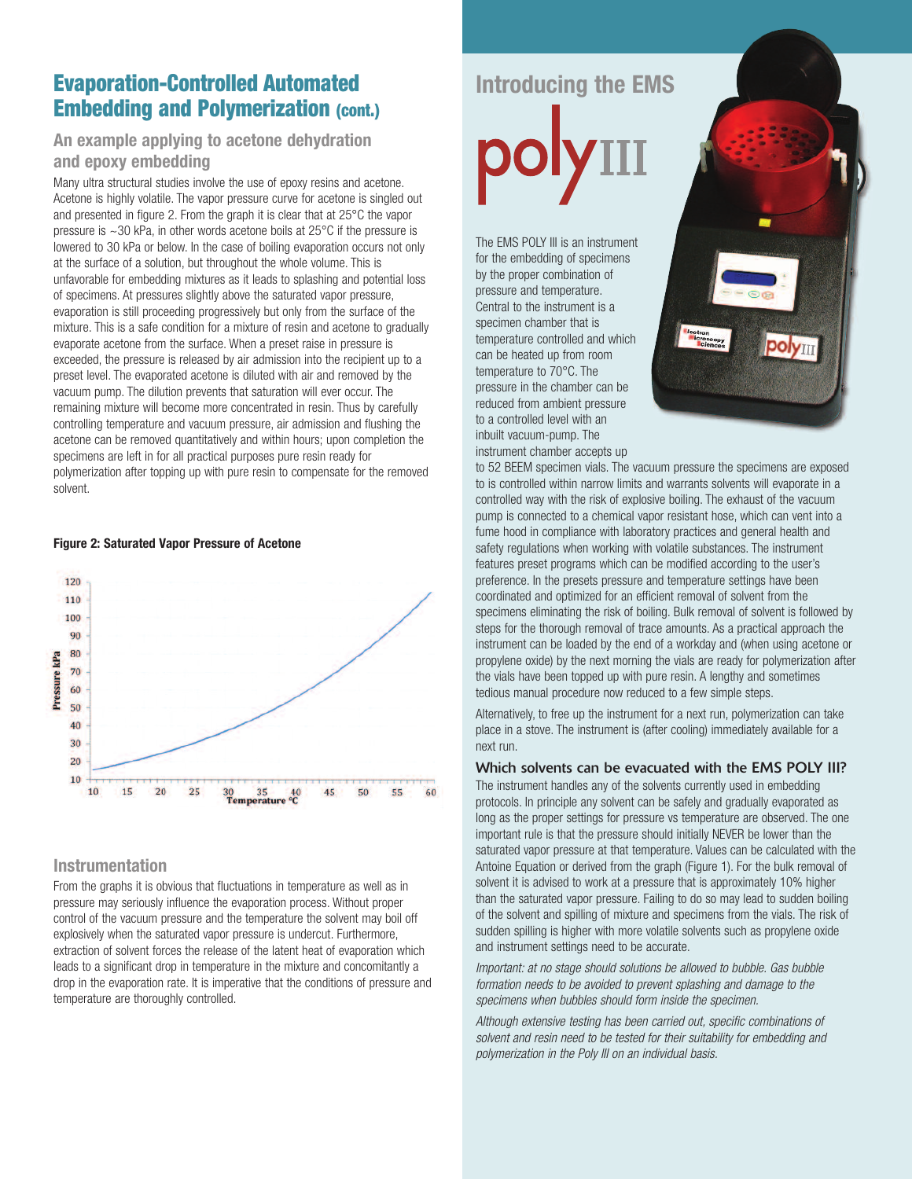## Evaporation-Controlled Automated Embedding and Polymerization (cont.)

### An example applying to acetone dehydration and epoxy embedding

Many ultra structural studies involve the use of epoxy resins and acetone. Acetone is highly volatile. The vapor pressure curve for acetone is singled out and presented in figure 2. From the graph it is clear that at 25°C the vapor pressure is ~30 kPa, in other words acetone boils at 25°C if the pressure is lowered to 30 kPa or below. In the case of boiling evaporation occurs not only at the surface of a solution, but throughout the whole volume. This is unfavorable for embedding mixtures as it leads to splashing and potential loss of specimens. At pressures slightly above the saturated vapor pressure, evaporation is still proceeding progressively but only from the surface of the mixture. This is a safe condition for a mixture of resin and acetone to gradually evaporate acetone from the surface. When a preset raise in pressure is exceeded, the pressure is released by air admission into the recipient up to a preset level. The evaporated acetone is diluted with air and removed by the vacuum pump. The dilution prevents that saturation will ever occur. The remaining mixture will become more concentrated in resin. Thus by carefully controlling temperature and vacuum pressure, air admission and flushing the acetone can be removed quantitatively and within hours; upon completion the specimens are left in for all practical purposes pure resin ready for polymerization after topping up with pure resin to compensate for the removed solvent.

**Figure 2: Saturated Vapor Pressure of Acetone**

### Instrumentation

From the graphs it is obvious that fluctuations in temperature as well as in pressure may seriously influence the evaporation process. Without proper control of the vacuum pressure and the temperature the solvent may boil off explosively when the saturated vapor pressure is undercut. Furthermore, extraction of solvent forces the release of the latent heat of evaporation which leads to a significant drop in temperature in the mixture and concomitantly a drop in the evaporation rate. It is imperative that the conditions of pressure and temperature are thoroughly controlled.

## Introducing the EMS polyIII

The EMS POLY III is an instrument for the embedding of specimens by the proper combination of pressure and temperature. Central to the instrument is a specimen chamber that is temperature controlled and which can be heated up from room temperature to 70°C. The pressure in the chamber can be reduced from ambient pressure to a controlled level with an inbuilt vacuum-pump. The instrument chamber accepts up to 52 BEEM specimen vials. The vacuum pressure the specimens are exposed to is controlled within narrow limits and warrants solvents will evaporate in a controlled way with the risk of explosive boiling. The exhaust of the vacuum pump is connected to a chemical vapor resistant hose, which can vent into a fume hood in compliance with laboratory practices and general health and safety regulations when working with volatile substances. The instrument features preset programs which can be modified according to the user's preference. In the presets pressure and temperature settings have been coordinated and optimized for an efficient removal of solvent from the specimens eliminating the risk of boiling. Bulk removal of solvent is followed by steps for the thorough removal of trace amounts. As a practical approach the instrument can be loaded by the end of a workday and (when using acetone or propylene oxide) by the next morning the vials are ready for polymerization after the vials have been topped up with pure resin. A lengthy and sometimes tedious manual procedure now reduced to a few simple steps.

Alternatively, to free up the instrument for a next run, polymerization can take place in a stove. The instrument is (after cooling) immediately available for a next run.

### Which solvents can be evacuated with the EMS POLY III?

The instrument handles any of the solvents currently used in embedding protocols. In principle any solvent can be safely and gradually evaporated as long as the proper settings for pressure vs temperature are observed. The one important rule is that the pressure should initially NEVER be lower than the saturated vapor pressure at that temperature. Values can be calculated with the Antoine Equation or derived from the graph (Figure 1). For the bulk removal of solvent it is advised to work at a pressure that is approximately 10% higher than the saturated vapor pressure. Failing to do so may lead to sudden boiling of the solvent and spilling of mixture and specimens from the vials. The risk of sudden spilling is higher with more volatile solvents such as propylene oxide and instrument settings need to be accurate.

*Important: at no stage should solutions be allowed to bubble. Gas bubble formation needs to be avoided to prevent splashing and damage to the specimens when bubbles should form inside the specimen.*

*Although extensive testing has been carried out, specific combinations of solvent and resin need to be tested for their suitability for embedding and polymerization in the Poly III on an individual basis.*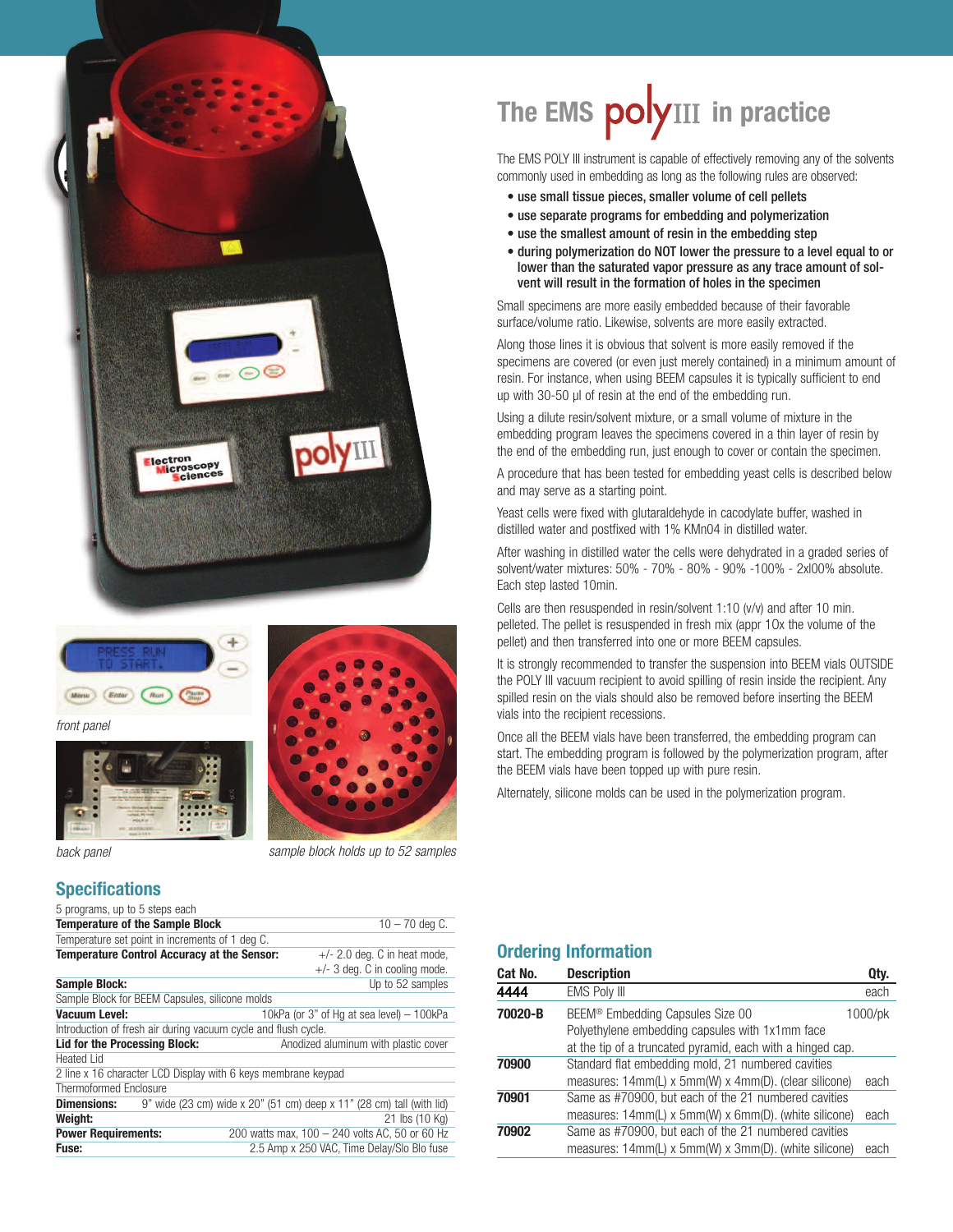# The EMS polyIII in practice

The EMS POLY III instrument is capable of effectively removing any of the solvents commonly used in embedding as long as the following rules are observed:

- **use small tissue pieces, smaller volume of cell pellets**
- **use separate programs for embedding and polymerization**
- **use the smallest amount of resin in the embedding step**
- **during polymerization do NOT lower the pressure to a level equal to or lower than the saturated vapor pressure as any trace amount of solvent will result in the formation of holes in the specimen**

Small specimens are more easily embedded because of their favorable surface/volume ratio. Likewise, solvents are more easily extracted.

Along those lines it is obvious that solvent is more easily removed if the specimens are covered (or even just merely contained) in a minimum amount of resin. For instance, when using BEEM capsules it is typically sufficient to end up with 30-50 µl of resin at the end of the embedding run.

Using a dilute resin/solvent mixture, or a small volume of mixture in the embedding program leaves the specimens covered in a thin layer of resin by the end of the embedding run, just enough to cover or contain the specimen.

A procedure that has been tested for embedding yeast cells is described below and may serve as a starting point.

Yeast cells were fixed with glutaraldehyde in cacodylate buffer, washed in distilled water and postfixed with 1% $KMnO_4$ in distilled water.

After washing in distilled water the cells were dehydrated in a graded series of solvent/water mixtures: 50% - 70% - 80% - 90% -100% - 2x100% absolute. Each step lasted 10min.

Cells are then resuspended in resin/solvent 1:10 (v/v) and after 10 min. pelleted. The pellet is resuspended in fresh mix (appr 10x the volume of the pellet) and then transferred into one or more BEEM capsules.

It is strongly recommended to transfer the suspension into BEEM vials OUTSIDE the POLY III vacuum recipient to avoid spilling of resin inside the recipient. Any spilled resin on the vials should also be removed before inserting the BEEM vials into the recipient recessions.

Once all the BEEM vials have been transferred, the embedding program can start. The embedding program is followed by the polymerization program, after the BEEM vials have been topped up with pure resin.

Alternately, silicone molds can be used in the polymerization program.

*front panel*

*back panel*

*sample block holds up to 52 samples*

## Specifications

| | |
|---|---|
| 5 programs, up to 5 steps each | |
| **Temperature of the Sample Block** | 10 – 70 deg C. |
| Temperature set point in increments of 1 deg C. | |
| **Temperature Control Accuracy at the Sensor:** | +/- 2.0 deg. C in heat mode, +/- 3 deg. C in cooling mode. |
| **Sample Block:** | Up to 52 samples |
| Sample Block for BEEM Capsules, silicone molds | |
| **Vacuum Level:** | 10kPa (or 3" of Hg at sea level) – 100kPa |
| Introduction of fresh air during vacuum cycle and flush cycle. | |
| **Lid for the Processing Block:** | Anodized aluminum with plastic cover |
| Heated Lid | |
| 2 line x 16 character LCD Display with 6 keys membrane keypad | |
| Thermoformed Enclosure | |
| **Dimensions:** | 9" wide (23 cm) wide x 20" (51 cm) deep x 11" (28 cm) tall (with lid) |
| **Weight:** | 21 lbs (10 Kg) |
| **Power Requirements:** | 200 watts max, 100 – 240 volts AC, 50 or 60 Hz |
| **Fuse:** | 2.5 Amp x 250 VAC, Time Delay/Slo Blo fuse |

## Ordering Information

| Cat No. | Description | Qty. |
|---|---|---|
| **4444** | EMS Poly III | each |
| **70020-B** | BEEM® Embedding Capsules Size 00 Polyethylene embedding capsules with 1x1mm face at the tip of a truncated pyramid, each with a hinged cap. | 1000/pk |
| **70900** | Standard flat embedding mold, 21 numbered cavities measures: 14mm(L) x 5mm(W) x 4mm(D). (clear silicone) | each |
| **70901** | Same as #70900, but each of the 21 numbered cavities measures: 14mm(L) x 5mm(W) x 6mm(D). (white silicone) | each |
| **70902** | Same as #70900, but each of the 21 numbered cavities measures: 14mm(L) x 5mm(W) x 3mm(D). (white silicone) | each |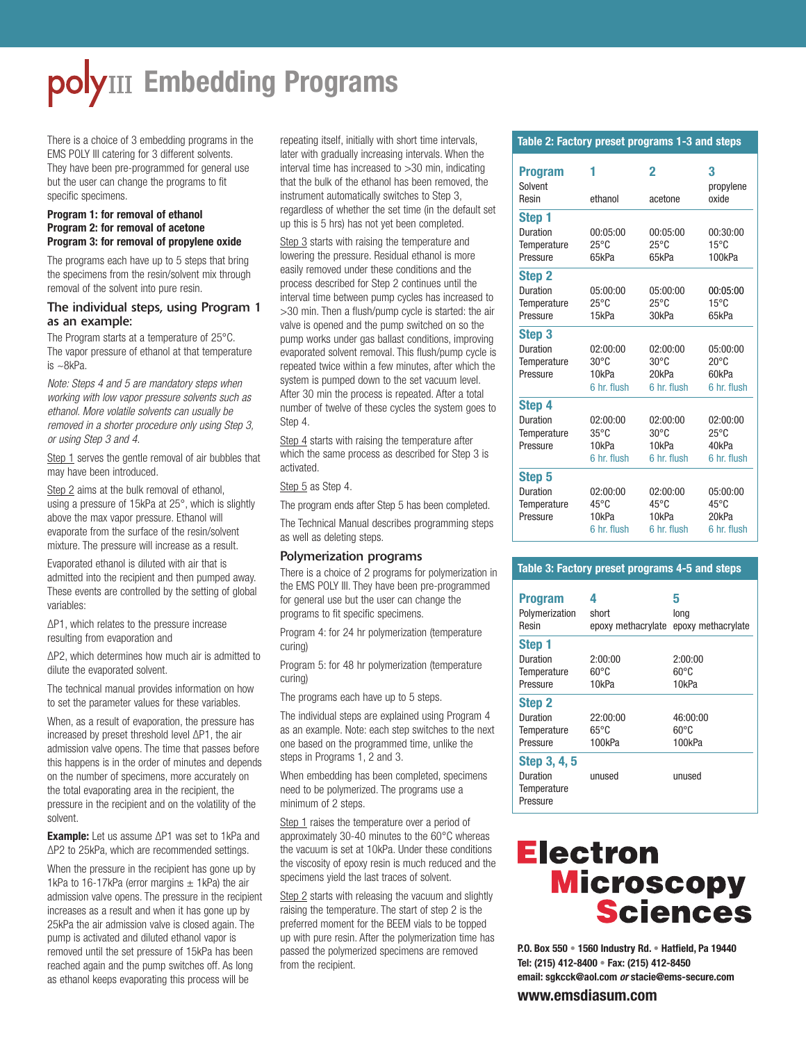# polyIII Embedding Programs

There is a choice of 3 embedding programs in the EMS POLY III catering for 3 different solvents. They have been pre-programmed for general use but the user can change the programs to fit specific specimens.

**Program 1: for removal of ethanol**
**Program 2: for removal of acetone**
**Program 3: for removal of propylene oxide**

The programs each have up to 5 steps that bring the specimens from the resin/solvent mix through removal of the solvent into pure resin.

## The individual steps, using Program 1 as an example:

The Program starts at a temperature of 25°C. The vapor pressure of ethanol at that temperature is ~8kPa.

*Note: Steps 4 and 5 are mandatory steps when working with low vapor pressure solvents such as ethanol. More volatile solvents can usually be removed in a shorter procedure only using Step 3, or using Step 3 and 4.*

Step 1 serves the gentle removal of air bubbles that may have been introduced.

Step 2 aims at the bulk removal of ethanol, using a pressure of 15kPa at 25°, which is slightly above the max vapor pressure. Ethanol will evaporate from the surface of the resin/solvent mixture. The pressure will increase as a result.

Evaporated ethanol is diluted with air that is admitted into the recipient and then pumped away. These events are controlled by the setting of global variables:

ΔP1, which relates to the pressure increase resulting from evaporation and

ΔP2, which determines how much air is admitted to dilute the evaporated solvent.

The technical manual provides information on how to set the parameter values for these variables.

When, as a result of evaporation, the pressure has increased by preset threshold level ΔP1, the air admission valve opens. The time that passes before this happens is in the order of minutes and depends on the number of specimens, more accurately on the total evaporating area in the recipient, the pressure in the recipient and on the volatility of the solvent.

**Example:** Let us assume ΔP1 was set to 1kPa and ΔP2 to 25kPa, which are recommended settings.

When the pressure in the recipient has gone up by 1kPa to 16-17kPa (error margins ± 1kPa) the air admission valve opens. The pressure in the recipient increases as a result and when it has gone up by 25kPa the air admission valve is closed again. The pump is activated and diluted ethanol vapor is removed until the set pressure of 15kPa has been reached again and the pump switches off. As long as ethanol keeps evaporating this process will be repeating itself, initially with short time intervals, later with gradually increasing intervals. When the interval time has increased to >30 min, indicating that the bulk of the ethanol has been removed, the instrument automatically switches to Step 3, regardless of whether the set time (in the default set up this is 5 hrs) has not yet been completed.

Step 3 starts with raising the temperature and lowering the pressure. Residual ethanol is more easily removed under these conditions and the process described for Step 2 continues until the interval time between pump cycles has increased to >30 min. Then a flush/pump cycle is started: the air valve is opened and the pump switched on so the pump works under gas ballast conditions, improving evaporated solvent removal. This flush/pump cycle is repeated twice within a few minutes, after which the system is pumped down to the set vacuum level. After 30 min the process is repeated. After a total number of twelve of these cycles the system goes to Step 4.

Step 4 starts with raising the temperature after which the same process as described for Step 3 is activated.

Step 5 as Step 4.

The program ends after Step 5 has been completed.

The Technical Manual describes programming steps as well as deleting steps.

## Polymerization programs

There is a choice of 2 programs for polymerization in the EMS POLY III. They have been pre-programmed for general use but the user can change the programs to fit specific specimens.

Program 4: for 24 hr polymerization (temperature curing)

Program 5: for 48 hr polymerization (temperature curing)

The programs each have up to 5 steps.

The individual steps are explained using Program 4 as an example. Note: each step switches to the next one based on the programmed time, unlike the steps in Programs 1, 2 and 3.

When embedding has been completed, specimens need to be polymerized. The programs use a minimum of 2 steps.

Step 1 raises the temperature over a period of approximately 30-40 minutes to the 60°C whereas the vacuum is set at 10kPa. Under these conditions the viscosity of epoxy resin is much reduced and the specimens yield the last traces of solvent.

Step 2 starts with releasing the vacuum and slightly raising the temperature. The start of step 2 is the preferred moment for the BEEM vials to be topped up with pure resin. After the polymerization time has passed the polymerized specimens are removed from the recipient.

**Table 2: Factory preset programs 1-3 and steps**

| Program | 1 | 2 | 3 |
|---|---|---|---|
| Solvent Resin | ethanol | acetone | propylene oxide |
| **Step 1** | | | |
| Duration | 00:05:00 | 00:05:00 | 00:30:00 |
| Temperature | 25°C | 25°C | 15°C |
| Pressure | 65kPa | 65kPa | 100kPa |
| **Step 2** | | | |
| Duration | 05:00:00 | 05:00:00 | 00:05:00 |
| Temperature | 25°C | 25°C | 15°C |
| Pressure | 15kPa | 30kPa | 65kPa |
| **Step 3** | | | |
| Duration | 02:00:00 | 02:00:00 | 05:00:00 |
| Temperature | 30°C | 30°C | 20°C |
| Pressure | 10kPa | 20kPa | 60kPa |
| | 6 hr. flush | 6 hr. flush | 6 hr. flush |
| **Step 4** | | | |
| Duration | 02:00:00 | 02:00:00 | 02:00:00 |
| Temperature | 35°C | 30°C | 25°C |
| Pressure | 10kPa | 10kPa | 40kPa |
| | 6 hr. flush | 6 hr. flush | 6 hr. flush |
| **Step 5** | | | |
| Duration | 02:00:00 | 02:00:00 | 05:00:00 |
| Temperature | 45°C | 45°C | 45°C |
| Pressure | 10kPa | 10kPa | 20kPa |
| | 6 hr. flush | 6 hr. flush | 6 hr. flush |

**Table 3: Factory preset programs 4-5 and steps**

| Program | 4 | 5 |
|---|---|---|
| Polymerization Resin | short epoxy methacrylate | long epoxy methacrylate |
| **Step 1** | | |
| Duration | 2:00:00 | 2:00:00 |
| Temperature | 60°C | 60°C |
| Pressure | 10kPa | 10kPa |
| **Step 2** | | |
| Duration | 22:00:00 | 46:00:00 |
| Temperature | 65°C | 60°C |
| Pressure | 100kPa | 100kPa |
| **Step 3, 4, 5** | | |
| Duration Temperature Pressure | unused | unused |

**Electron Microscopy Sciences**

**P.O. Box 550 • 1560 Industry Rd. • Hatfield, Pa 19440**
**Tel: (215) 412-8400 • Fax: (215) 412-8450**
**email: sgkcck@aol.com *or* stacie@ems-secure.com**

**www.emsdiasum.com**